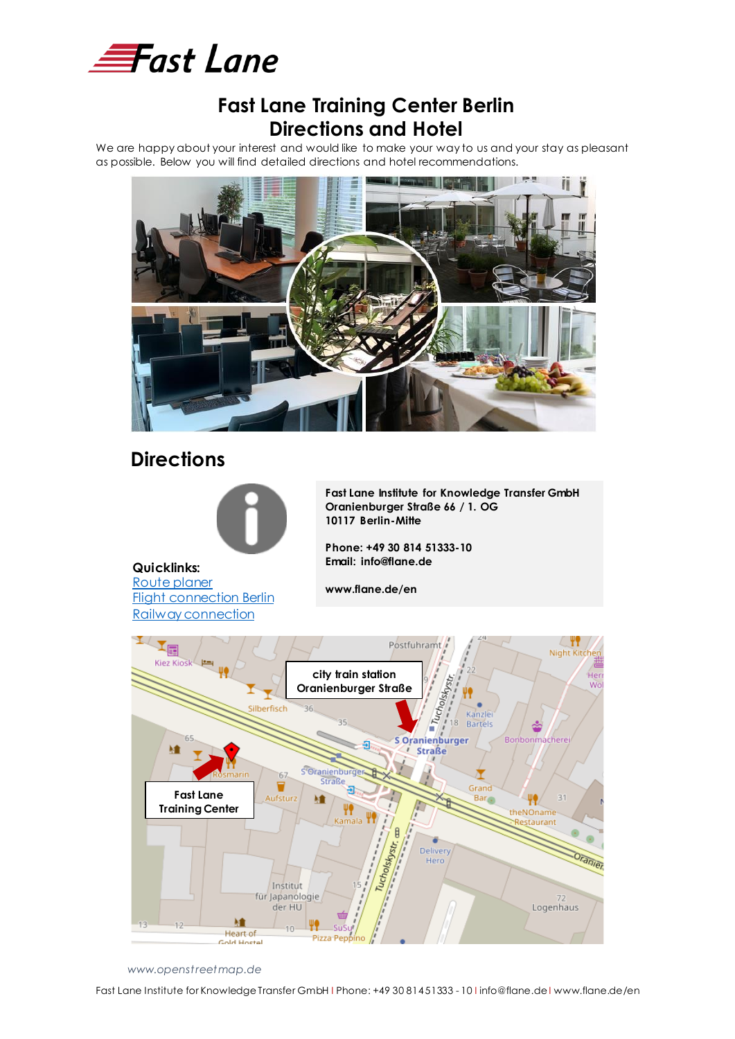# Fast Lane Training Center Berlin
# Directions and Hotel

We are happy about your interest and would like to make your way to us and your stay as pleasant as possible. Below you will find detailed directions and hotel recommendations.

## Directions

**Quicklinks:**
Route planer
Flight connection Berlin
Railway connection

**Fast Lane Institute for Knowledge Transfer GmbH**
**Oranienburger Straße 66 / 1. OG**
**10117 Berlin-Mitte**

**Phone: +49 30 814 51333-10**
**Email: info@flane.de**

**www.flane.de/en**

city train station Oranienburger Straße

Fast Lane Training Center

*www.openstreetmap.de*

Fast Lane Institute for Knowledge Transfer GmbH I Phone: +49 30 81451333 - 10 I info@flane.de I www.flane.de/en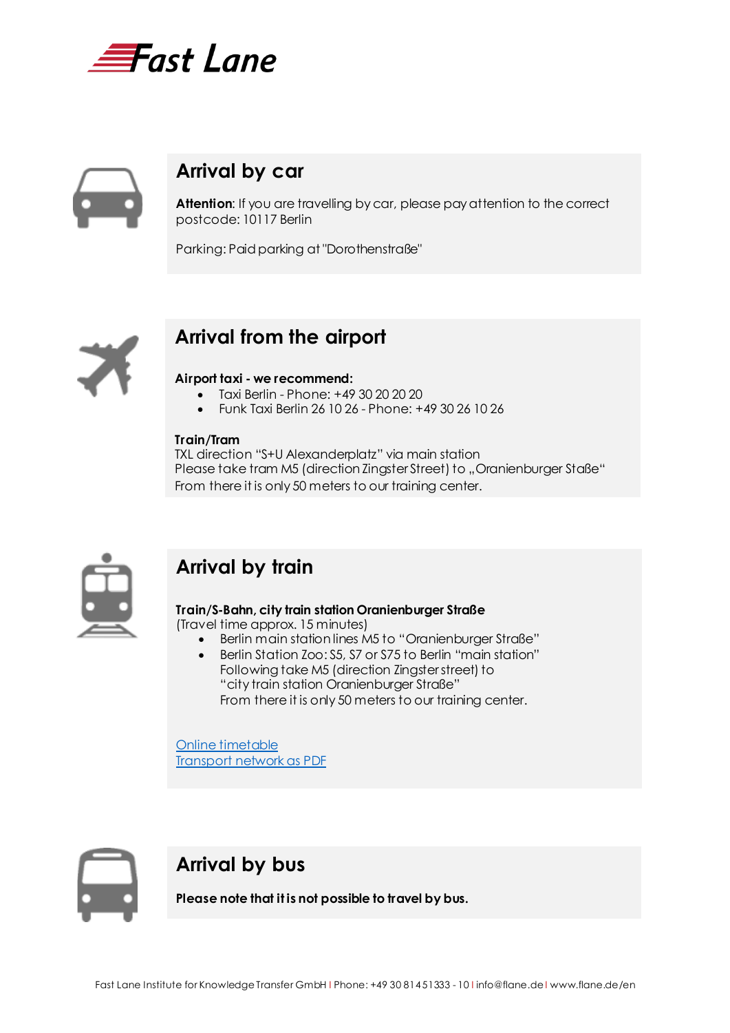## Arrival by car

**Attention**: If you are travelling by car, please pay attention to the correct postcode: 10117 Berlin

Parking: Paid parking at "Dorothenstraße"

## Arrival from the airport

**Airport taxi - we recommend:**

- Taxi Berlin - Phone: +49 30 20 20 20
- Funk Taxi Berlin 26 10 26 - Phone: +49 30 26 10 26

**Train/Tram**

TXL direction "S+U Alexanderplatz" via main station
Please take tram M5 (direction Zingster Street) to „Oranienburger Staße"
From there it is only 50 meters to our training center.

## Arrival by train

**Train/S-Bahn, city train station Oranienburger Straße**
(Travel time approx. 15 minutes)

- Berlin main station lines M5 to "Oranienburger Straße"
- Berlin Station Zoo: S5, S7 or S75 to Berlin "main station"
  Following take M5 (direction Zingster street) to
  "city train station Oranienburger Straße"
  From there it is only 50 meters to our training center.

Online timetable
Transport network as PDF

## Arrival by bus

**Please note that it is not possible to travel by bus.**

Fast Lane Institute for Knowledge Transfer GmbH | Phone: +49 30 81451333 - 10 | info@flane.de | www.flane.de/en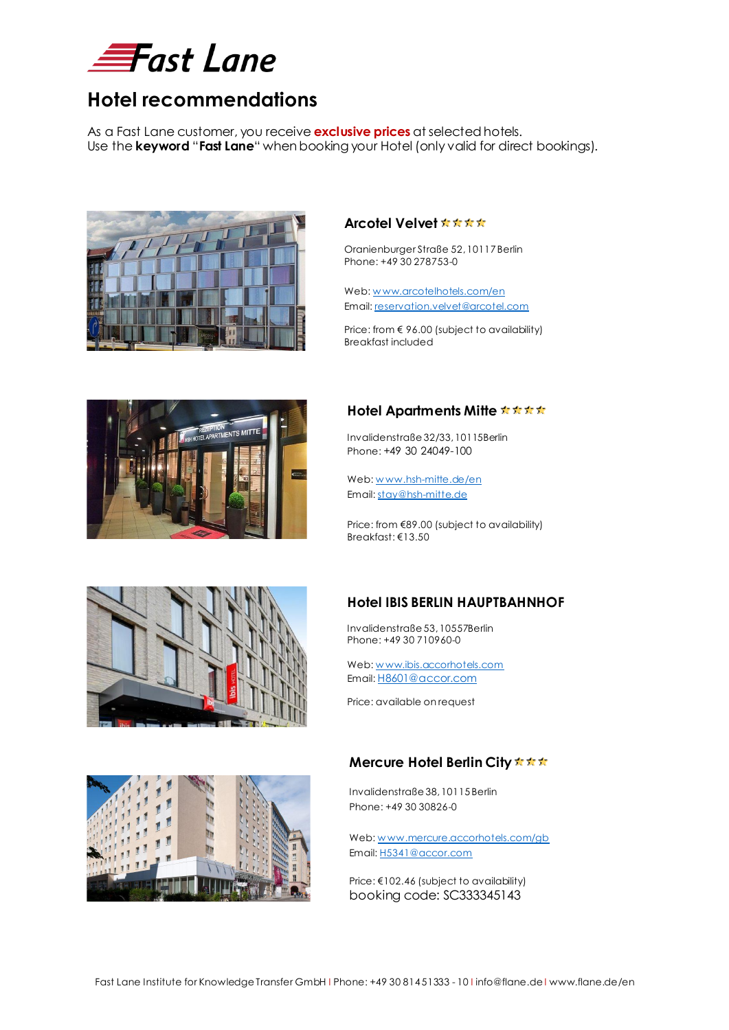# Fast Lane

## Hotel recommendations

As a Fast Lane customer, you receive **exclusive prices** at selected hotels.
Use the **keyword** "**Fast Lane**" when booking your Hotel (only valid for direct bookings).

### Arcotel Velvet ★★★★

Oranienburger Straße 52, 10117 Berlin
Phone: +49 30 278753-0

Web: www.arcotelhotels.com/en
Email: reservation.velvet@arcotel.com

Price: from € 96.00 (subject to availability)
Breakfast included

### Hotel Apartments Mitte ★★★★

Invalidenstraße 32/33, 10115Berlin
Phone: +49 30 24049-100

Web: www.hsh-mitte.de/en
Email: stay@hsh-mitte.de

Price: from €89.00 (subject to availability)
Breakfast: €13.50

### Hotel IBIS BERLIN HAUPTBAHNHOF

Invalidenstraße 53, 10557Berlin
Phone: +49 30 710960-0

Web: www.ibis.accorhotels.com
Email: H8601@accor.com

Price: available on request

### Mercure Hotel Berlin City ★★★

Invalidenstraße 38, 10115 Berlin
Phone: +49 30 30826-0

Web: www.mercure.accorhotels.com/gb
Email: H5341@accor.com

Price: €102.46 (subject to availability)
booking code: SC333345143

Fast Lane Institute for Knowledge Transfer GmbH | Phone: +49 30 81451333 - 10 | info@flane.de | www.flane.de/en